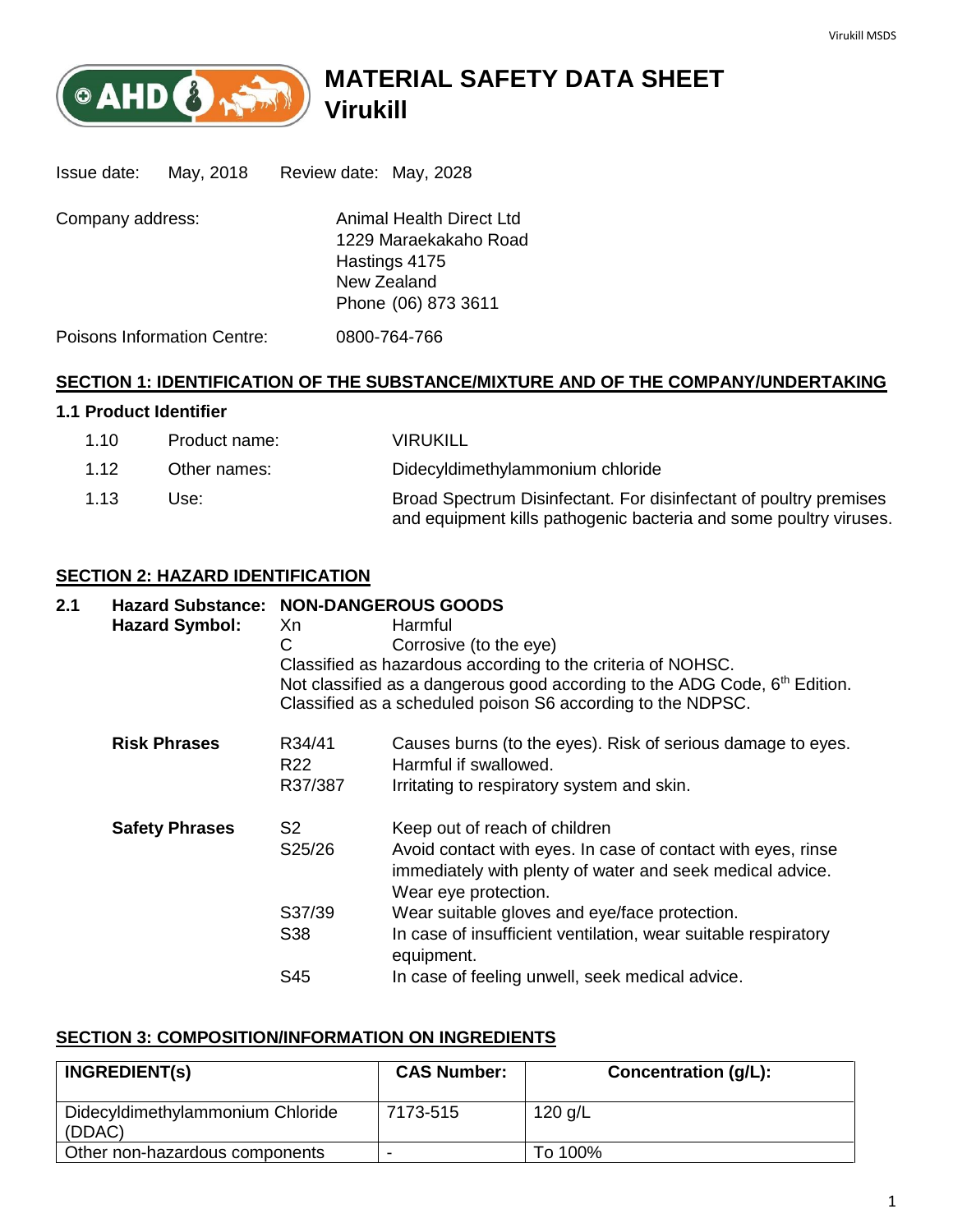# MATERIAL SAFETY DATA SHEET
# Virukill

Issue date: May, 2018    Review date: May, 2028

Company address:
Animal Health Direct Ltd
1229 Maraekakaho Road
Hastings 4175
New Zealand
Phone (06) 873 3611

Poisons Information Centre: 0800-764-766

## SECTION 1: IDENTIFICATION OF THE SUBSTANCE/MIXTURE AND OF THE COMPANY/UNDERTAKING

### 1.1 Product Identifier

| | | |
|---|---|---|
| 1.10 | Product name: | VIRUKILL |
| 1.12 | Other names: | Didecyldimethylammonium chloride |
| 1.13 | Use: | Broad Spectrum Disinfectant. For disinfectant of poultry premises and equipment kills pathogenic bacteria and some poultry viruses. |

## SECTION 2: HAZARD IDENTIFICATION

**2.1 Hazard Substance:** **NON-DANGEROUS GOODS**

**Hazard Symbol:**

Xn Harmful
C Corrosive (to the eye)

Classified as hazardous according to the criteria of NOHSC.
Not classified as a dangerous good according to the ADG Code, 6th Edition.
Classified as a scheduled poison S6 according to the NDPSC.

**Risk Phrases**

| | |
|---|---|
| R34/41 | Causes burns (to the eyes). Risk of serious damage to eyes. |
| R22 | Harmful if swallowed. |
| R37/387 | Irritating to respiratory system and skin. |

**Safety Phrases**

| | |
|---|---|
| S2 | Keep out of reach of children |
| S25/26 | Avoid contact with eyes. In case of contact with eyes, rinse immediately with plenty of water and seek medical advice. Wear eye protection. |
| S37/39 | Wear suitable gloves and eye/face protection. |
| S38 | In case of insufficient ventilation, wear suitable respiratory equipment. |
| S45 | In case of feeling unwell, seek medical advice. |

## SECTION 3: COMPOSITION/INFORMATION ON INGREDIENTS

| INGREDIENT(s) | CAS Number: | Concentration (g/L): |
|---|---|---|
| Didecyldimethylammonium Chloride (DDAC) | 7173-515 | 120 g/L |
| Other non-hazardous components | - | To 100% |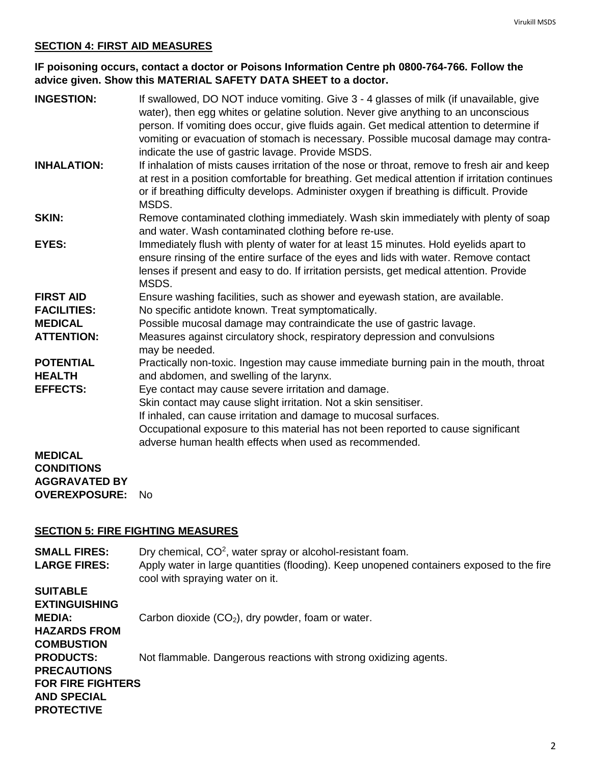## SECTION 4: FIRST AID MEASURES

**IF poisoning occurs, contact a doctor or Poisons Information Centre ph 0800-764-766. Follow the advice given. Show this MATERIAL SAFETY DATA SHEET to a doctor.**

**INGESTION:** If swallowed, DO NOT induce vomiting. Give 3 - 4 glasses of milk (if unavailable, give water), then egg whites or gelatine solution. Never give anything to an unconscious person. If vomiting does occur, give fluids again. Get medical attention to determine if vomiting or evacuation of stomach is necessary. Possible mucosal damage may contra-indicate the use of gastric lavage. Provide MSDS.

**INHALATION:** If inhalation of mists causes irritation of the nose or throat, remove to fresh air and keep at rest in a position comfortable for breathing. Get medical attention if irritation continues or if breathing difficulty develops. Administer oxygen if breathing is difficult. Provide MSDS.

**SKIN:** Remove contaminated clothing immediately. Wash skin immediately with plenty of soap and water. Wash contaminated clothing before re-use.

**EYES:** Immediately flush with plenty of water for at least 15 minutes. Hold eyelids apart to ensure rinsing of the entire surface of the eyes and lids with water. Remove contact lenses if present and easy to do. If irritation persists, get medical attention. Provide MSDS.

**FIRST AID FACILITIES:** Ensure washing facilities, such as shower and eyewash station, are available.

**MEDICAL ATTENTION:** No specific antidote known. Treat symptomatically.
Possible mucosal damage may contraindicate the use of gastric lavage.
Measures against circulatory shock, respiratory depression and convulsions may be needed.

**POTENTIAL HEALTH EFFECTS:** Practically non-toxic. Ingestion may cause immediate burning pain in the mouth, throat and abdomen, and swelling of the larynx.
Eye contact may cause severe irritation and damage.
Skin contact may cause slight irritation. Not a skin sensitiser.
If inhaled, can cause irritation and damage to mucosal surfaces.
Occupational exposure to this material has not been reported to cause significant adverse human health effects when used as recommended.

**MEDICAL CONDITIONS AGGRAVATED BY OVEREXPOSURE:** No

## SECTION 5: FIRE FIGHTING MEASURES

**SMALL FIRES:** Dry chemical, $CO^2$, water spray or alcohol-resistant foam.

**LARGE FIRES:** Apply water in large quantities (flooding). Keep unopened containers exposed to the fire cool with spraying water on it.

**SUITABLE EXTINGUISHING MEDIA:** Carbon dioxide ($CO_2$), dry powder, foam or water.

**HAZARDS FROM COMBUSTION PRODUCTS:** Not flammable. Dangerous reactions with strong oxidizing agents.

**PRECAUTIONS FOR FIRE FIGHTERS AND SPECIAL PROTECTIVE**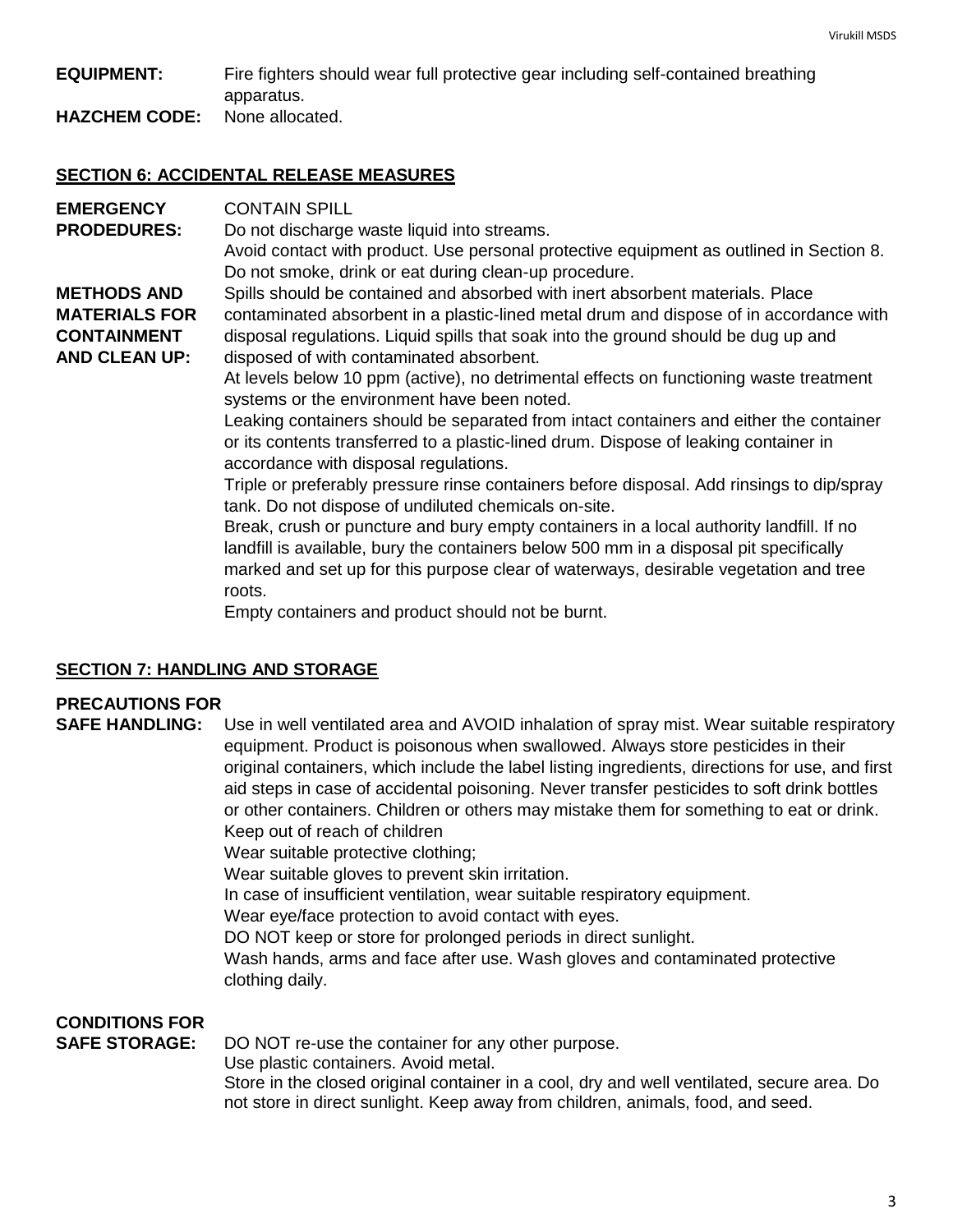**EQUIPMENT:** Fire fighters should wear full protective gear including self-contained breathing apparatus.

**HAZCHEM CODE:** None allocated.

## SECTION 6: ACCIDENTAL RELEASE MEASURES

**EMERGENCY PRODEDURES:** CONTAIN SPILL
Do not discharge waste liquid into streams.
Avoid contact with product. Use personal protective equipment as outlined in Section 8.
Do not smoke, drink or eat during clean-up procedure.

**METHODS AND MATERIALS FOR CONTAINMENT AND CLEAN UP:** Spills should be contained and absorbed with inert absorbent materials. Place contaminated absorbent in a plastic-lined metal drum and dispose of in accordance with disposal regulations. Liquid spills that soak into the ground should be dug up and disposed of with contaminated absorbent.
At levels below 10 ppm (active), no detrimental effects on functioning waste treatment systems or the environment have been noted.
Leaking containers should be separated from intact containers and either the container or its contents transferred to a plastic-lined drum. Dispose of leaking container in accordance with disposal regulations.
Triple or preferably pressure rinse containers before disposal. Add rinsings to dip/spray tank. Do not dispose of undiluted chemicals on-site.
Break, crush or puncture and bury empty containers in a local authority landfill. If no landfill is available, bury the containers below 500 mm in a disposal pit specifically marked and set up for this purpose clear of waterways, desirable vegetation and tree roots.
Empty containers and product should not be burnt.

## SECTION 7: HANDLING AND STORAGE

**PRECAUTIONS FOR SAFE HANDLING:** Use in well ventilated area and AVOID inhalation of spray mist. Wear suitable respiratory equipment. Product is poisonous when swallowed. Always store pesticides in their original containers, which include the label listing ingredients, directions for use, and first aid steps in case of accidental poisoning. Never transfer pesticides to soft drink bottles or other containers. Children or others may mistake them for something to eat or drink.
Keep out of reach of children
Wear suitable protective clothing;
Wear suitable gloves to prevent skin irritation.
In case of insufficient ventilation, wear suitable respiratory equipment.
Wear eye/face protection to avoid contact with eyes.
DO NOT keep or store for prolonged periods in direct sunlight.
Wash hands, arms and face after use. Wash gloves and contaminated protective clothing daily.

**CONDITIONS FOR SAFE STORAGE:** DO NOT re-use the container for any other purpose.
Use plastic containers. Avoid metal.
Store in the closed original container in a cool, dry and well ventilated, secure area. Do not store in direct sunlight. Keep away from children, animals, food, and seed.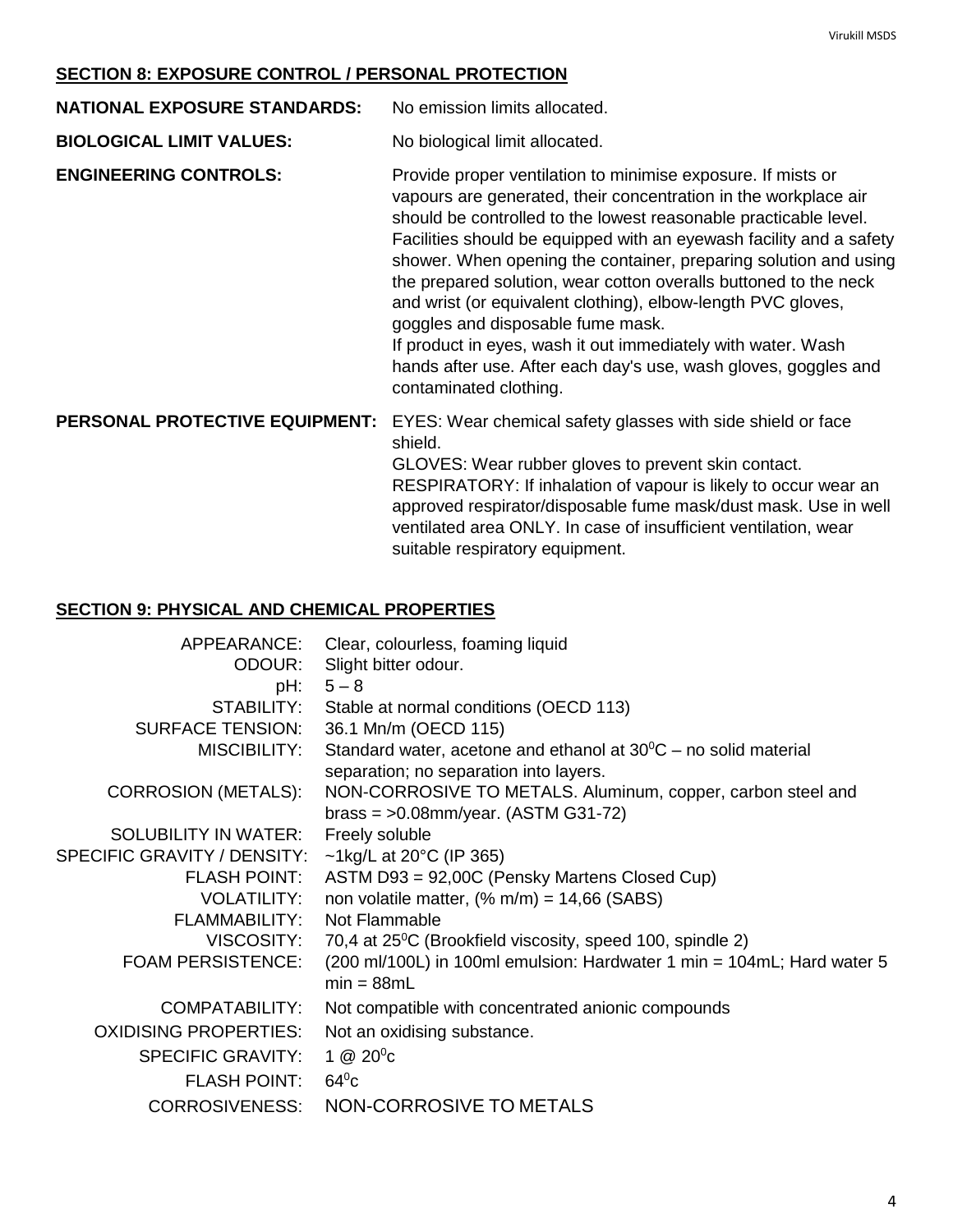## SECTION 8: EXPOSURE CONTROL / PERSONAL PROTECTION

| | |
|---|---|
| **NATIONAL EXPOSURE STANDARDS:** | No emission limits allocated. |
| **BIOLOGICAL LIMIT VALUES:** | No biological limit allocated. |
| **ENGINEERING CONTROLS:** | Provide proper ventilation to minimise exposure. If mists or vapours are generated, their concentration in the workplace air should be controlled to the lowest reasonable practicable level. Facilities should be equipped with an eyewash facility and a safety shower. When opening the container, preparing solution and using the prepared solution, wear cotton overalls buttoned to the neck and wrist (or equivalent clothing), elbow-length PVC gloves, goggles and disposable fume mask.<br>If product in eyes, wash it out immediately with water. Wash hands after use. After each day's use, wash gloves, goggles and contaminated clothing. |
| **PERSONAL PROTECTIVE EQUIPMENT:** | EYES: Wear chemical safety glasses with side shield or face shield.<br>GLOVES: Wear rubber gloves to prevent skin contact.<br>RESPIRATORY: If inhalation of vapour is likely to occur wear an approved respirator/disposable fume mask/dust mask. Use in well ventilated area ONLY. In case of insufficient ventilation, wear suitable respiratory equipment. |

## SECTION 9: PHYSICAL AND CHEMICAL PROPERTIES

| | |
|---|---|
| APPEARANCE: | Clear, colourless, foaming liquid |
| ODOUR: | Slight bitter odour. |
| pH: | 5 – 8 |
| STABILITY: | Stable at normal conditions (OECD 113) |
| SURFACE TENSION: | 36.1 Mn/m (OECD 115) |
| MISCIBILITY: | Standard water, acetone and ethanol at 30$^0$C – no solid material separation; no separation into layers. |
| CORROSION (METALS): | NON-CORROSIVE TO METALS. Aluminum, copper, carbon steel and brass = >0.08mm/year. (ASTM G31-72) |
| SOLUBILITY IN WATER: | Freely soluble |
| SPECIFIC GRAVITY / DENSITY: | ~1kg/L at 20°C (IP 365) |
| FLASH POINT: | ASTM D93 = 92,00C (Pensky Martens Closed Cup) |
| VOLATILITY: | non volatile matter, (% m/m) = 14,66 (SABS) |
| FLAMMABILITY: | Not Flammable |
| VISCOSITY: | 70,4 at 25$^0$C (Brookfield viscosity, speed 100, spindle 2) |
| FOAM PERSISTENCE: | (200 ml/100L) in 100ml emulsion: Hardwater 1 min = 104mL; Hard water 5 min = 88mL |
| COMPATABILITY: | Not compatible with concentrated anionic compounds |
| OXIDISING PROPERTIES: | Not an oxidising substance. |
| SPECIFIC GRAVITY: | 1 @ 20$^0$c |
| FLASH POINT: | 64$^0$c |
| CORROSIVENESS: | NON-CORROSIVE TO METALS |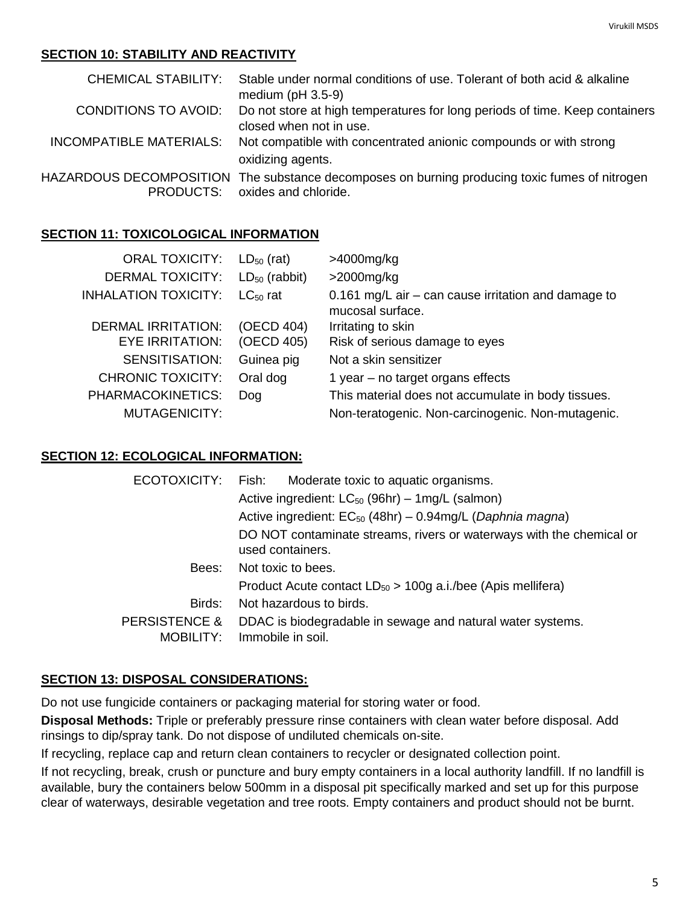## SECTION 10: STABILITY AND REACTIVITY

| | |
|---|---|
| CHEMICAL STABILITY: | Stable under normal conditions of use. Tolerant of both acid & alkaline medium (pH 3.5-9) |
| CONDITIONS TO AVOID: | Do not store at high temperatures for long periods of time. Keep containers closed when not in use. |
| INCOMPATIBLE MATERIALS: | Not compatible with concentrated anionic compounds or with strong oxidizing agents. |
| HAZARDOUS DECOMPOSITION PRODUCTS: | The substance decomposes on burning producing toxic fumes of nitrogen oxides and chloride. |

## SECTION 11: TOXICOLOGICAL INFORMATION

| | | |
|---|---|---|
| ORAL TOXICITY: | $LD_{50}$ (rat) | >4000mg/kg |
| DERMAL TOXICITY: | $LD_{50}$ (rabbit) | >2000mg/kg |
| INHALATION TOXICITY: | $LC_{50}$ rat | 0.161 mg/L air – can cause irritation and damage to mucosal surface. |
| DERMAL IRRITATION: | (OECD 404) | Irritating to skin |
| EYE IRRITATION: | (OECD 405) | Risk of serious damage to eyes |
| SENSITISATION: | Guinea pig | Not a skin sensitizer |
| CHRONIC TOXICITY: | Oral dog | 1 year – no target organs effects |
| PHARMACOKINETICS: | Dog | This material does not accumulate in body tissues. |
| MUTAGENICITY: | | Non-teratogenic. Non-carcinogenic. Non-mutagenic. |

## SECTION 12: ECOLOGICAL INFORMATION:

| | |
|---|---|
| ECOTOXICITY: | Fish: Moderate toxic to aquatic organisms. |
| | Active ingredient: $LC_{50}$ (96hr) – 1mg/L (salmon) |
| | Active ingredient: $EC_{50}$ (48hr) – 0.94mg/L (*Daphnia magna*) |
| | DO NOT contaminate streams, rivers or waterways with the chemical or used containers. |
| Bees: | Not toxic to bees. |
| | Product Acute contact $LD_{50}$ > 100g a.i./bee (Apis mellifera) |
| Birds: | Not hazardous to birds. |
| PERSISTENCE & MOBILITY: | DDAC is biodegradable in sewage and natural water systems. Immobile in soil. |

## SECTION 13: DISPOSAL CONSIDERATIONS:

Do not use fungicide containers or packaging material for storing water or food.

**Disposal Methods:** Triple or preferably pressure rinse containers with clean water before disposal. Add rinsings to dip/spray tank. Do not dispose of undiluted chemicals on-site.

If recycling, replace cap and return clean containers to recycler or designated collection point.

If not recycling, break, crush or puncture and bury empty containers in a local authority landfill. If no landfill is available, bury the containers below 500mm in a disposal pit specifically marked and set up for this purpose clear of waterways, desirable vegetation and tree roots. Empty containers and product should not be burnt.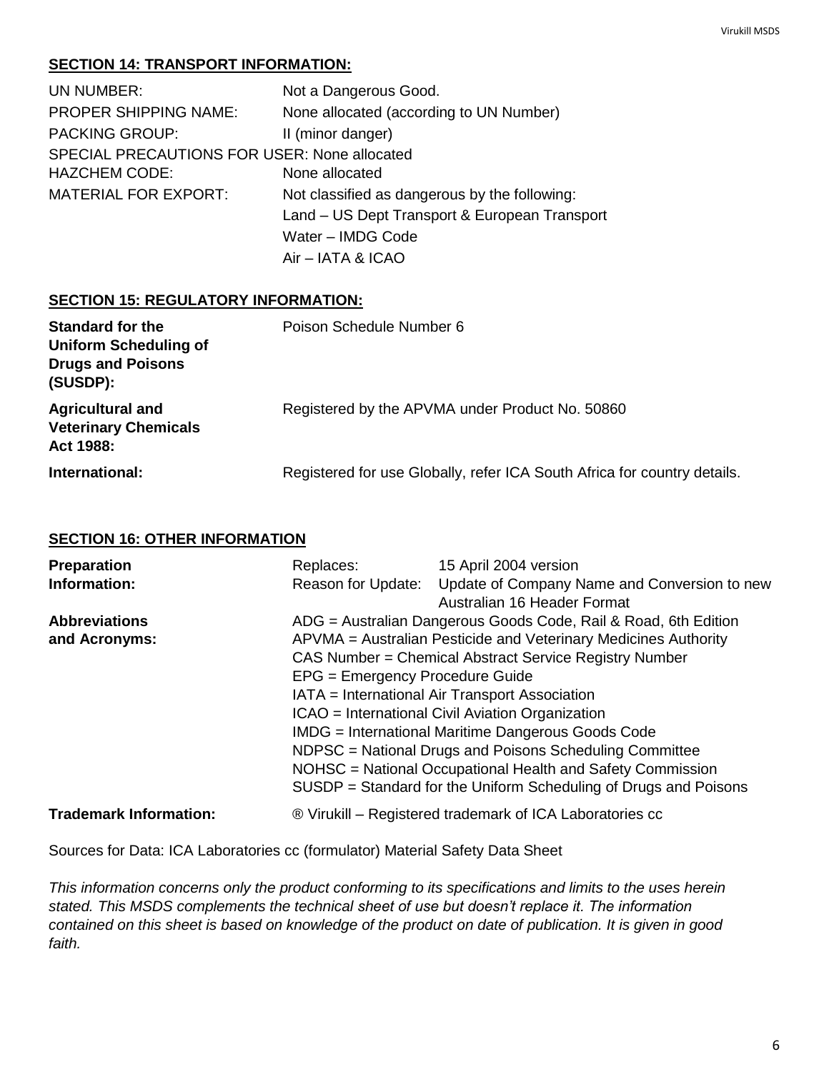## SECTION 14: TRANSPORT INFORMATION:

| | |
|---|---|
| UN NUMBER: | Not a Dangerous Good. |
| PROPER SHIPPING NAME: | None allocated (according to UN Number) |
| PACKING GROUP: | II (minor danger) |
| SPECIAL PRECAUTIONS FOR USER: | None allocated |
| HAZCHEM CODE: | None allocated |
| MATERIAL FOR EXPORT: | Not classified as dangerous by the following:<br>Land – US Dept Transport & European Transport<br>Water – IMDG Code<br>Air – IATA & ICAO |

## SECTION 15: REGULATORY INFORMATION:

| | |
|---|---|
| **Standard for the Uniform Scheduling of Drugs and Poisons (SUSDP):** | Poison Schedule Number 6 |
| **Agricultural and Veterinary Chemicals Act 1988:** | Registered by the APVMA under Product No. 50860 |
| **International:** | Registered for use Globally, refer ICA South Africa for country details. |

## SECTION 16: OTHER INFORMATION

| | | |
|---|---|---|
| **Preparation Information:** | Replaces: | 15 April 2004 version |
| | Reason for Update: | Update of Company Name and Conversion to new Australian 16 Header Format |

**Abbreviations and Acronyms:**

ADG = Australian Dangerous Goods Code, Rail & Road, 6th Edition
APVMA = Australian Pesticide and Veterinary Medicines Authority
CAS Number = Chemical Abstract Service Registry Number
EPG = Emergency Procedure Guide
IATA = International Air Transport Association
ICAO = International Civil Aviation Organization
IMDG = International Maritime Dangerous Goods Code
NDPSC = National Drugs and Poisons Scheduling Committee
NOHSC = National Occupational Health and Safety Commission
SUSDP = Standard for the Uniform Scheduling of Drugs and Poisons

**Trademark Information:** ® Virukill – Registered trademark of ICA Laboratories cc

Sources for Data: ICA Laboratories cc (formulator) Material Safety Data Sheet

*This information concerns only the product conforming to its specifications and limits to the uses herein stated. This MSDS complements the technical sheet of use but doesn't replace it. The information contained on this sheet is based on knowledge of the product on date of publication. It is given in good faith.*